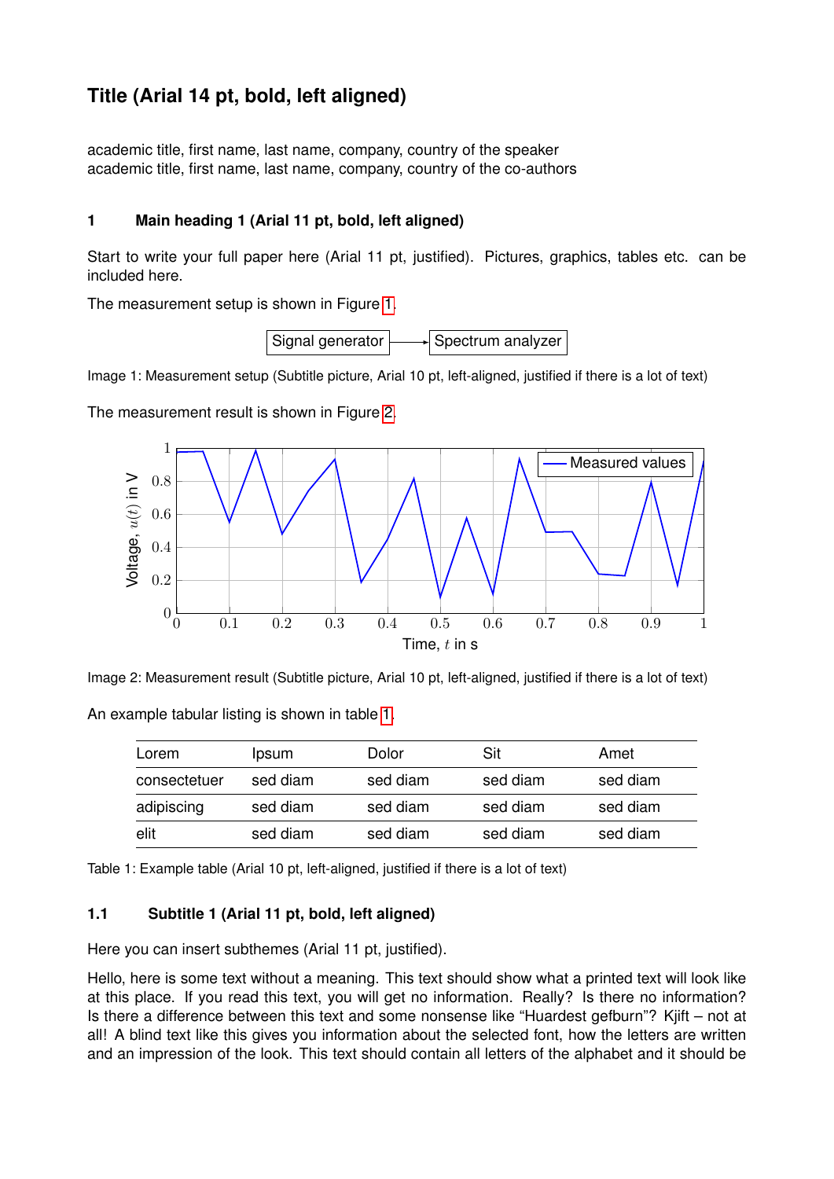# Title (Arial 14 pt, bold, left aligned)

academic title, first name, last name, company, country of the speaker
academic title, first name, last name, company, country of the co-authors

## 1 Main heading 1 (Arial 11 pt, bold, left aligned)

Start to write your full paper here (Arial 11 pt, justified). Pictures, graphics, tables etc. can be included here.

The measurement setup is shown in Figure 1.

Signal generator → Spectrum analyzer

Image 1: Measurement setup (Subtitle picture, Arial 10 pt, left-aligned, justified if there is a lot of text)

The measurement result is shown in Figure 2.

Image 2: Measurement result (Subtitle picture, Arial 10 pt, left-aligned, justified if there is a lot of text)

An example tabular listing is shown in table 1.

| Lorem | Ipsum | Dolor | Sit | Amet |
|---|---|---|---|---|
| consectetuer | sed diam | sed diam | sed diam | sed diam |
| adipiscing | sed diam | sed diam | sed diam | sed diam |
| elit | sed diam | sed diam | sed diam | sed diam |

Table 1: Example table (Arial 10 pt, left-aligned, justified if there is a lot of text)

### 1.1 Subtitle 1 (Arial 11 pt, bold, left aligned)

Here you can insert subthemes (Arial 11 pt, justified).

Hello, here is some text without a meaning. This text should show what a printed text will look like at this place. If you read this text, you will get no information. Really? Is there no information? Is there a difference between this text and some nonsense like “Huardest gefburn”? Kjift – not at all! A blind text like this gives you information about the selected font, how the letters are written and an impression of the look. This text should contain all letters of the alphabet and it should be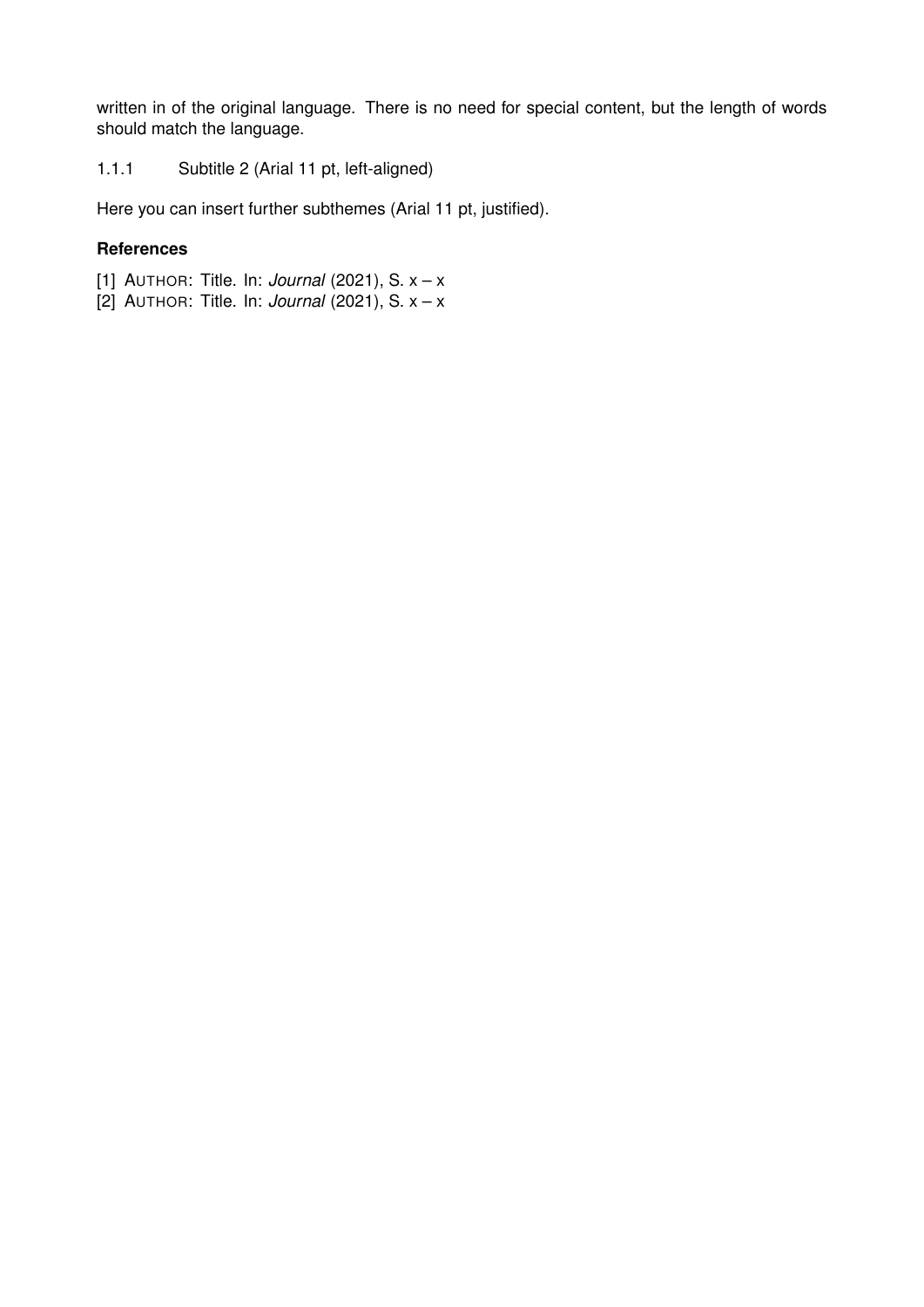written in of the original language. There is no need for special content, but the length of words should match the language.

### 1.1.1 Subtitle 2 (Arial 11 pt, left-aligned)

Here you can insert further subthemes (Arial 11 pt, justified).

## References

[1] AUTHOR: Title. In: *Journal* (2021), S. x – x

[2] AUTHOR: Title. In: *Journal* (2021), S. x – x